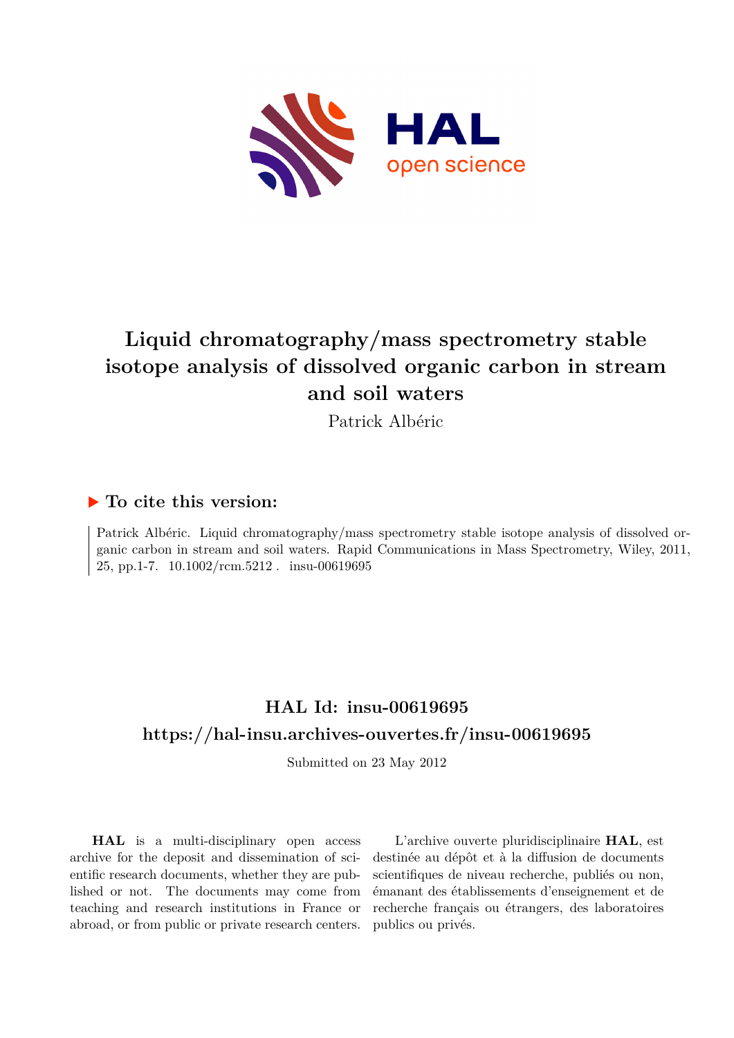# Liquid chromatography/mass spectrometry stable isotope analysis of dissolved organic carbon in stream and soil waters

Patrick Albéric

## ▶ To cite this version:

Patrick Albéric. Liquid chromatography/mass spectrometry stable isotope analysis of dissolved organic carbon in stream and soil waters. Rapid Communications in Mass Spectrometry, Wiley, 2011, 25, pp.1-7. 10.1002/rcm.5212. insu-00619695

## HAL Id: insu-00619695

## https://hal-insu.archives-ouvertes.fr/insu-00619695

Submitted on 23 May 2012

**HAL** is a multi-disciplinary open access archive for the deposit and dissemination of scientific research documents, whether they are published or not. The documents may come from teaching and research institutions in France or abroad, or from public or private research centers.

L'archive ouverte pluridisciplinaire **HAL**, est destinée au dépôt et à la diffusion de documents scientifiques de niveau recherche, publiés ou non, émanant des établissements d'enseignement et de recherche français ou étrangers, des laboratoires publics ou privés.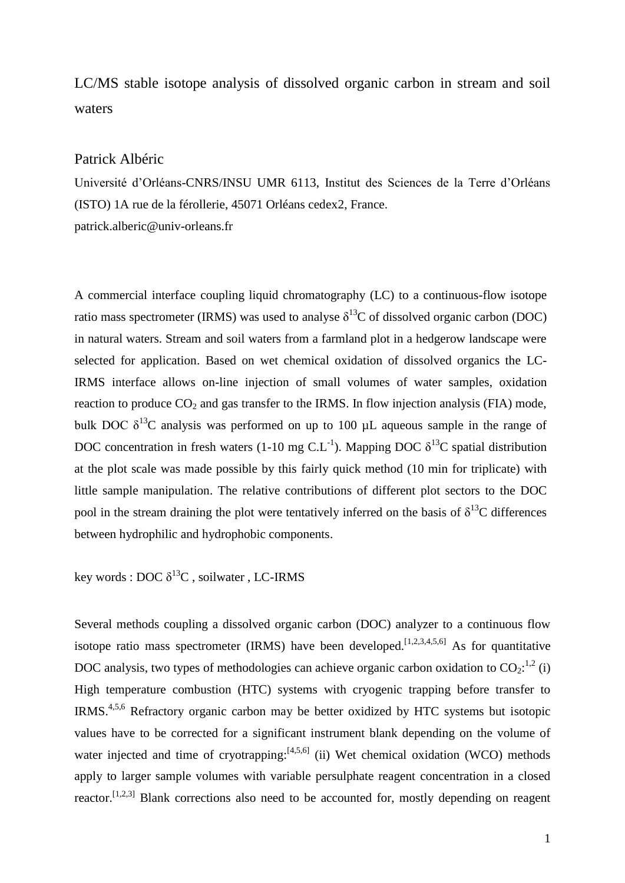LC/MS stable isotope analysis of dissolved organic carbon in stream and soil waters

Patrick Albéric

Université d'Orléans-CNRS/INSU UMR 6113, Institut des Sciences de la Terre d'Orléans (ISTO) 1A rue de la férollerie, 45071 Orléans cedex2, France.

patrick.alberic@univ-orleans.fr

A commercial interface coupling liquid chromatography (LC) to a continuous-flow isotope ratio mass spectrometer (IRMS) was used to analyse $\delta^{13}C$ of dissolved organic carbon (DOC) in natural waters. Stream and soil waters from a farmland plot in a hedgerow landscape were selected for application. Based on wet chemical oxidation of dissolved organics the LC-IRMS interface allows on-line injection of small volumes of water samples, oxidation reaction to produce $CO_2$ and gas transfer to the IRMS. In flow injection analysis (FIA) mode, bulk DOC $\delta^{13}C$ analysis was performed on up to 100 µL aqueous sample in the range of DOC concentration in fresh waters (1-10 mg $C.L^{-1}$). Mapping DOC $\delta^{13}C$ spatial distribution at the plot scale was made possible by this fairly quick method (10 min for triplicate) with little sample manipulation. The relative contributions of different plot sectors to the DOC pool in the stream draining the plot were tentatively inferred on the basis of $\delta^{13}C$ differences between hydrophilic and hydrophobic components.

key words : DOC $\delta^{13}C$ , soilwater , LC-IRMS

Several methods coupling a dissolved organic carbon (DOC) analyzer to a continuous flow isotope ratio mass spectrometer (IRMS) have been developed.[1,2,3,4,5,6] As for quantitative DOC analysis, two types of methodologies can achieve organic carbon oxidation to $CO_2$:[1,2] (i) High temperature combustion (HTC) systems with cryogenic trapping before transfer to IRMS.[4,5,6] Refractory organic carbon may be better oxidized by HTC systems but isotopic values have to be corrected for a significant instrument blank depending on the volume of water injected and time of cryotrapping:[4,5,6] (ii) Wet chemical oxidation (WCO) methods apply to larger sample volumes with variable persulphate reagent concentration in a closed reactor.[1,2,3] Blank corrections also need to be accounted for, mostly depending on reagent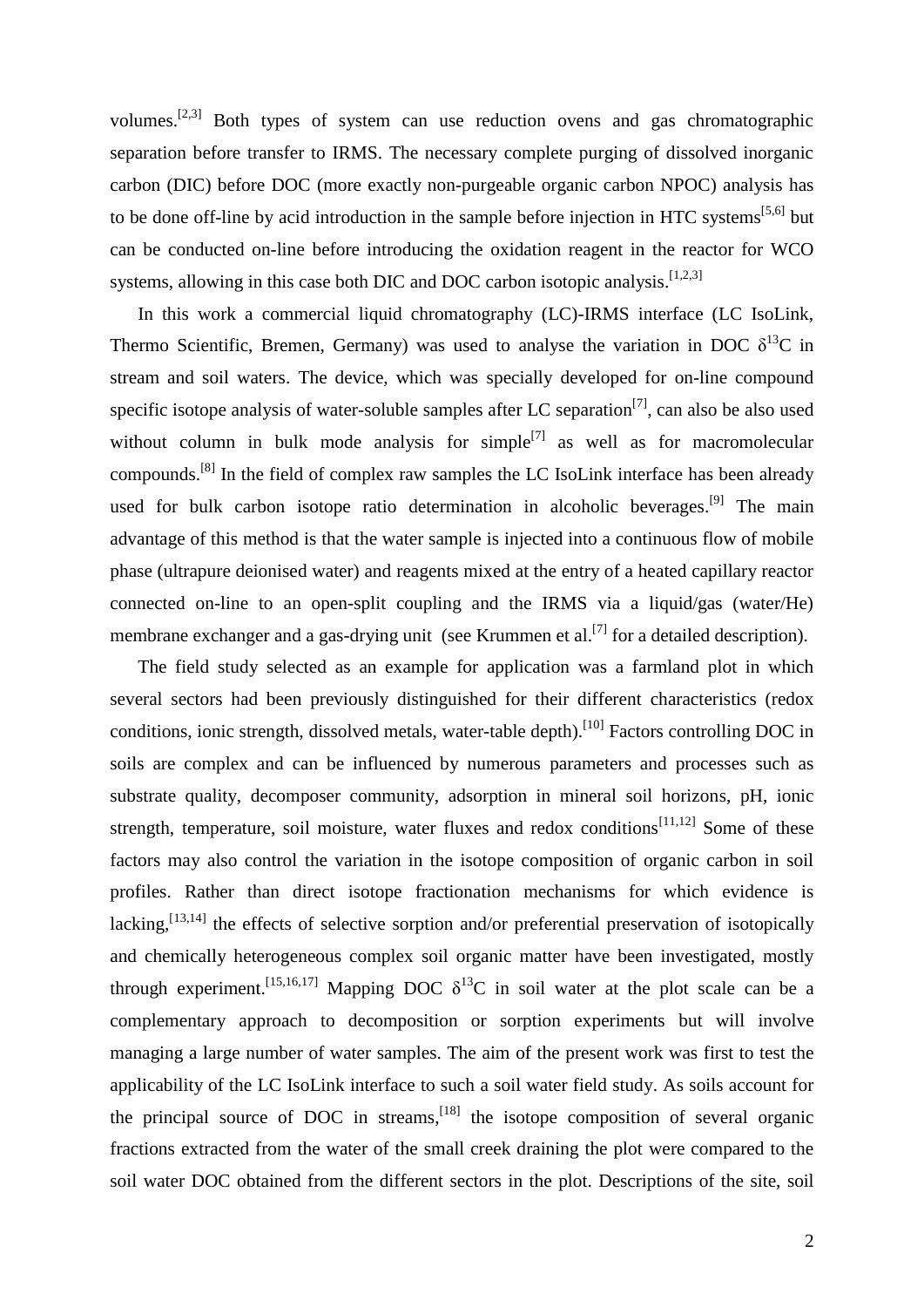volumes.[2,3] Both types of system can use reduction ovens and gas chromatographic separation before transfer to IRMS. The necessary complete purging of dissolved inorganic carbon (DIC) before DOC (more exactly non-purgeable organic carbon NPOC) analysis has to be done off-line by acid introduction in the sample before injection in HTC systems[5,6] but can be conducted on-line before introducing the oxidation reagent in the reactor for WCO systems, allowing in this case both DIC and DOC carbon isotopic analysis.[1,2,3]

In this work a commercial liquid chromatography (LC)-IRMS interface (LC IsoLink, Thermo Scientific, Bremen, Germany) was used to analyse the variation in DOC $\delta^{13}C$ in stream and soil waters. The device, which was specially developed for on-line compound specific isotope analysis of water-soluble samples after LC separation[7], can also be also used without column in bulk mode analysis for simple[7] as well as for macromolecular compounds.[8] In the field of complex raw samples the LC IsoLink interface has been already used for bulk carbon isotope ratio determination in alcoholic beverages.[9] The main advantage of this method is that the water sample is injected into a continuous flow of mobile phase (ultrapure deionised water) and reagents mixed at the entry of a heated capillary reactor connected on-line to an open-split coupling and the IRMS via a liquid/gas (water/He) membrane exchanger and a gas-drying unit (see Krummen et al.[7] for a detailed description).

The field study selected as an example for application was a farmland plot in which several sectors had been previously distinguished for their different characteristics (redox conditions, ionic strength, dissolved metals, water-table depth).[10] Factors controlling DOC in soils are complex and can be influenced by numerous parameters and processes such as substrate quality, decomposer community, adsorption in mineral soil horizons, pH, ionic strength, temperature, soil moisture, water fluxes and redox conditions[11,12] Some of these factors may also control the variation in the isotope composition of organic carbon in soil profiles. Rather than direct isotope fractionation mechanisms for which evidence is lacking,[13,14] the effects of selective sorption and/or preferential preservation of isotopically and chemically heterogeneous complex soil organic matter have been investigated, mostly through experiment.[15,16,17] Mapping DOC $\delta^{13}C$ in soil water at the plot scale can be a complementary approach to decomposition or sorption experiments but will involve managing a large number of water samples. The aim of the present work was first to test the applicability of the LC IsoLink interface to such a soil water field study. As soils account for the principal source of DOC in streams,[18] the isotope composition of several organic fractions extracted from the water of the small creek draining the plot were compared to the soil water DOC obtained from the different sectors in the plot. Descriptions of the site, soil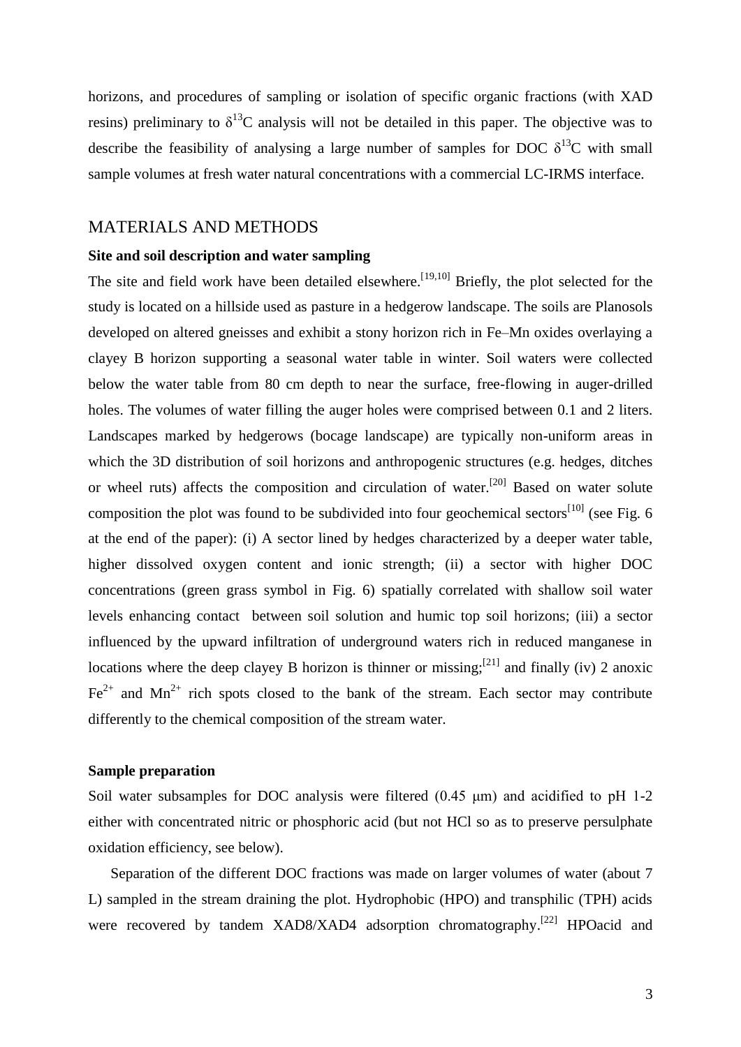horizons, and procedures of sampling or isolation of specific organic fractions (with XAD resins) preliminary to $\delta^{13}C$ analysis will not be detailed in this paper. The objective was to describe the feasibility of analysing a large number of samples for DOC $\delta^{13}C$ with small sample volumes at fresh water natural concentrations with a commercial LC-IRMS interface.

## MATERIALS AND METHODS

### Site and soil description and water sampling

The site and field work have been detailed elsewhere.[19,10] Briefly, the plot selected for the study is located on a hillside used as pasture in a hedgerow landscape. The soils are Planosols developed on altered gneisses and exhibit a stony horizon rich in Fe–Mn oxides overlaying a clayey B horizon supporting a seasonal water table in winter. Soil waters were collected below the water table from 80 cm depth to near the surface, free-flowing in auger-drilled holes. The volumes of water filling the auger holes were comprised between 0.1 and 2 liters. Landscapes marked by hedgerows (bocage landscape) are typically non-uniform areas in which the 3D distribution of soil horizons and anthropogenic structures (e.g. hedges, ditches or wheel ruts) affects the composition and circulation of water.[20] Based on water solute composition the plot was found to be subdivided into four geochemical sectors[10] (see Fig. 6 at the end of the paper): (i) A sector lined by hedges characterized by a deeper water table, higher dissolved oxygen content and ionic strength; (ii) a sector with higher DOC concentrations (green grass symbol in Fig. 6) spatially correlated with shallow soil water levels enhancing contact between soil solution and humic top soil horizons; (iii) a sector influenced by the upward infiltration of underground waters rich in reduced manganese in locations where the deep clayey B horizon is thinner or missing;[21] and finally (iv) 2 anoxic $Fe^{2+}$ and $Mn^{2+}$ rich spots closed to the bank of the stream. Each sector may contribute differently to the chemical composition of the stream water.

### Sample preparation

Soil water subsamples for DOC analysis were filtered (0.45 μm) and acidified to pH 1-2 either with concentrated nitric or phosphoric acid (but not HCl so as to preserve persulphate oxidation efficiency, see below).

Separation of the different DOC fractions was made on larger volumes of water (about 7 L) sampled in the stream draining the plot. Hydrophobic (HPO) and transphilic (TPH) acids were recovered by tandem XAD8/XAD4 adsorption chromatography.[22] HPOacid and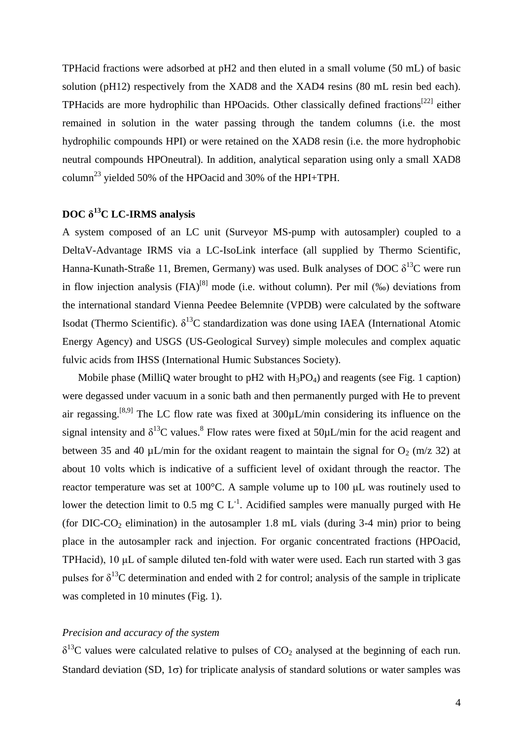TPHacid fractions were adsorbed at pH2 and then eluted in a small volume (50 mL) of basic solution (pH12) respectively from the XAD8 and the XAD4 resins (80 mL resin bed each). TPHacids are more hydrophilic than HPOacids. Other classically defined fractions[22] either remained in solution in the water passing through the tandem columns (i.e. the most hydrophilic compounds HPI) or were retained on the XAD8 resin (i.e. the more hydrophobic neutral compounds HPOneutral). In addition, analytical separation using only a small XAD8 column[23] yielded 50% of the HPOacid and 30% of the HPI+TPH.

## DOC $\delta^{13}C$ LC-IRMS analysis

A system composed of an LC unit (Surveyor MS-pump with autosampler) coupled to a DeltaV-Advantage IRMS via a LC-IsoLink interface (all supplied by Thermo Scientific, Hanna-Kunath-Straße 11, Bremen, Germany) was used. Bulk analyses of DOC $\delta^{13}C$ were run in flow injection analysis (FIA)[8] mode (i.e. without column). Per mil (‰) deviations from the international standard Vienna Peedee Belemnite (VPDB) were calculated by the software Isodat (Thermo Scientific). $\delta^{13}C$ standardization was done using IAEA (International Atomic Energy Agency) and USGS (US-Geological Survey) simple molecules and complex aquatic fulvic acids from IHSS (International Humic Substances Society).

Mobile phase (MilliQ water brought to pH2 with $H_3PO_4$) and reagents (see Fig. 1 caption) were degassed under vacuum in a sonic bath and then permanently purged with He to prevent air regassing.[8,9] The LC flow rate was fixed at 300µL/min considering its influence on the signal intensity and $\delta^{13}C$ values.[8] Flow rates were fixed at 50µL/min for the acid reagent and between 35 and 40 µL/min for the oxidant reagent to maintain the signal for $O_2$ (m/z 32) at about 10 volts which is indicative of a sufficient level of oxidant through the reactor. The reactor temperature was set at 100°C. A sample volume up to 100 µL was routinely used to lower the detection limit to 0.5 mg C $L^{-1}$. Acidified samples were manually purged with He (for DIC-$CO_2$ elimination) in the autosampler 1.8 mL vials (during 3-4 min) prior to being place in the autosampler rack and injection. For organic concentrated fractions (HPOacid, TPHacid), 10 µL of sample diluted ten-fold with water were used. Each run started with 3 gas pulses for $\delta^{13}C$ determination and ended with 2 for control; analysis of the sample in triplicate was completed in 10 minutes (Fig. 1).

### *Precision and accuracy of the system*

$\delta^{13}C$ values were calculated relative to pulses of $CO_2$ analysed at the beginning of each run. Standard deviation (SD, $1\sigma$) for triplicate analysis of standard solutions or water samples was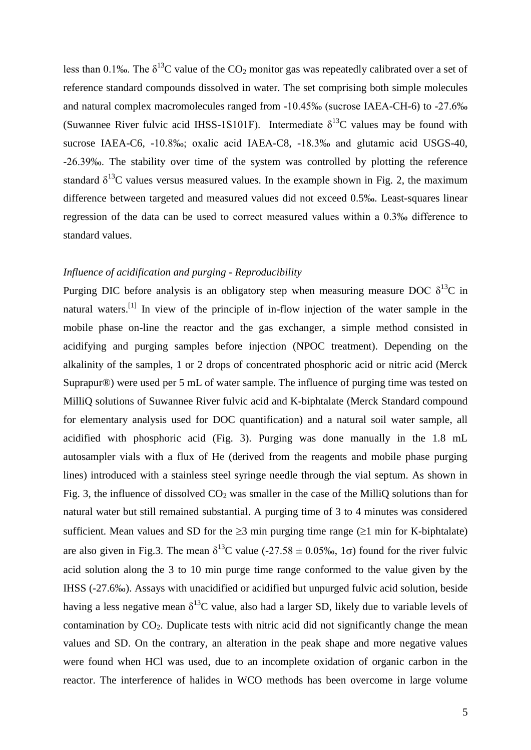less than 0.1‰. The $\delta^{13}C$ value of the $CO_2$ monitor gas was repeatedly calibrated over a set of reference standard compounds dissolved in water. The set comprising both simple molecules and natural complex macromolecules ranged from -10.45‰ (sucrose IAEA-CH-6) to -27.6‰ (Suwannee River fulvic acid IHSS-1S101F). Intermediate $\delta^{13}C$ values may be found with sucrose IAEA-C6, -10.8‰; oxalic acid IAEA-C8, -18.3‰ and glutamic acid USGS-40, -26.39‰. The stability over time of the system was controlled by plotting the reference standard $\delta^{13}C$ values versus measured values. In the example shown in Fig. 2, the maximum difference between targeted and measured values did not exceed 0.5‰. Least-squares linear regression of the data can be used to correct measured values within a 0.3‰ difference to standard values.

*Influence of acidification and purging - Reproducibility*

Purging DIC before analysis is an obligatory step when measuring measure DOC $\delta^{13}C$ in natural waters.[1] In view of the principle of in-flow injection of the water sample in the mobile phase on-line the reactor and the gas exchanger, a simple method consisted in acidifying and purging samples before injection (NPOC treatment). Depending on the alkalinity of the samples, 1 or 2 drops of concentrated phosphoric acid or nitric acid (Merck Suprapur®) were used per 5 mL of water sample. The influence of purging time was tested on MilliQ solutions of Suwannee River fulvic acid and K-biphtalate (Merck Standard compound for elementary analysis used for DOC quantification) and a natural soil water sample, all acidified with phosphoric acid (Fig. 3). Purging was done manually in the 1.8 mL autosampler vials with a flux of He (derived from the reagents and mobile phase purging lines) introduced with a stainless steel syringe needle through the vial septum. As shown in Fig. 3, the influence of dissolved $CO_2$ was smaller in the case of the MilliQ solutions than for natural water but still remained substantial. A purging time of 3 to 4 minutes was considered sufficient. Mean values and SD for the $\geq$3 min purging time range ($\geq$1 min for K-biphtalate) are also given in Fig.3. The mean $\delta^{13}C$ value (-27.58 $\pm$ 0.05‰, 1$\sigma$) found for the river fulvic acid solution along the 3 to 10 min purge time range conformed to the value given by the IHSS (-27.6‰). Assays with unacidified or acidified but unpurged fulvic acid solution, beside having a less negative mean $\delta^{13}C$ value, also had a larger SD, likely due to variable levels of contamination by $CO_2$. Duplicate tests with nitric acid did not significantly change the mean values and SD. On the contrary, an alteration in the peak shape and more negative values were found when HCl was used, due to an incomplete oxidation of organic carbon in the reactor. The interference of halides in WCO methods has been overcome in large volume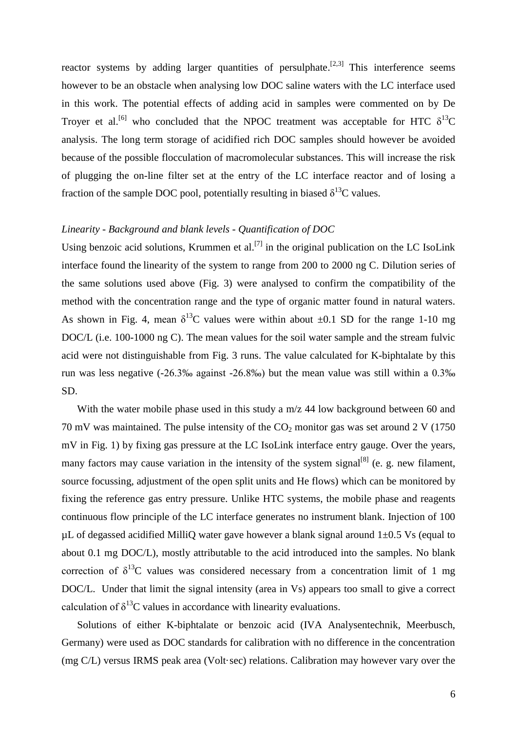reactor systems by adding larger quantities of persulphate.[2,3] This interference seems however to be an obstacle when analysing low DOC saline waters with the LC interface used in this work. The potential effects of adding acid in samples were commented on by De Troyer et al.[6] who concluded that the NPOC treatment was acceptable for HTC $\delta^{13}$C analysis. The long term storage of acidified rich DOC samples should however be avoided because of the possible flocculation of macromolecular substances. This will increase the risk of plugging the on-line filter set at the entry of the LC interface reactor and of losing a fraction of the sample DOC pool, potentially resulting in biased $\delta^{13}$C values.

*Linearity - Background and blank levels - Quantification of DOC*

Using benzoic acid solutions, Krummen et al.[7] in the original publication on the LC IsoLink interface found the linearity of the system to range from 200 to 2000 ng C. Dilution series of the same solutions used above (Fig. 3) were analysed to confirm the compatibility of the method with the concentration range and the type of organic matter found in natural waters. As shown in Fig. 4, mean $\delta^{13}$C values were within about ±0.1 SD for the range 1-10 mg DOC/L (i.e. 100-1000 ng C). The mean values for the soil water sample and the stream fulvic acid were not distinguishable from Fig. 3 runs. The value calculated for K-biphtalate by this run was less negative (-26.3‰ against -26.8‰) but the mean value was still within a 0.3‰ SD.

With the water mobile phase used in this study a m/z 44 low background between 60 and 70 mV was maintained. The pulse intensity of the $CO_2$ monitor gas was set around 2 V (1750 mV in Fig. 1) by fixing gas pressure at the LC IsoLink interface entry gauge. Over the years, many factors may cause variation in the intensity of the system signal[8] (e. g. new filament, source focussing, adjustment of the open split units and He flows) which can be monitored by fixing the reference gas entry pressure. Unlike HTC systems, the mobile phase and reagents continuous flow principle of the LC interface generates no instrument blank. Injection of 100 µL of degassed acidified MilliQ water gave however a blank signal around 1±0.5 Vs (equal to about 0.1 mg DOC/L), mostly attributable to the acid introduced into the samples. No blank correction of $\delta^{13}$C values was considered necessary from a concentration limit of 1 mg DOC/L. Under that limit the signal intensity (area in Vs) appears too small to give a correct calculation of $\delta^{13}$C values in accordance with linearity evaluations.

Solutions of either K-biphtalate or benzoic acid (IVA Analysentechnik, Meerbusch, Germany) were used as DOC standards for calibration with no difference in the concentration (mg C/L) versus IRMS peak area (Volt·sec) relations. Calibration may however vary over the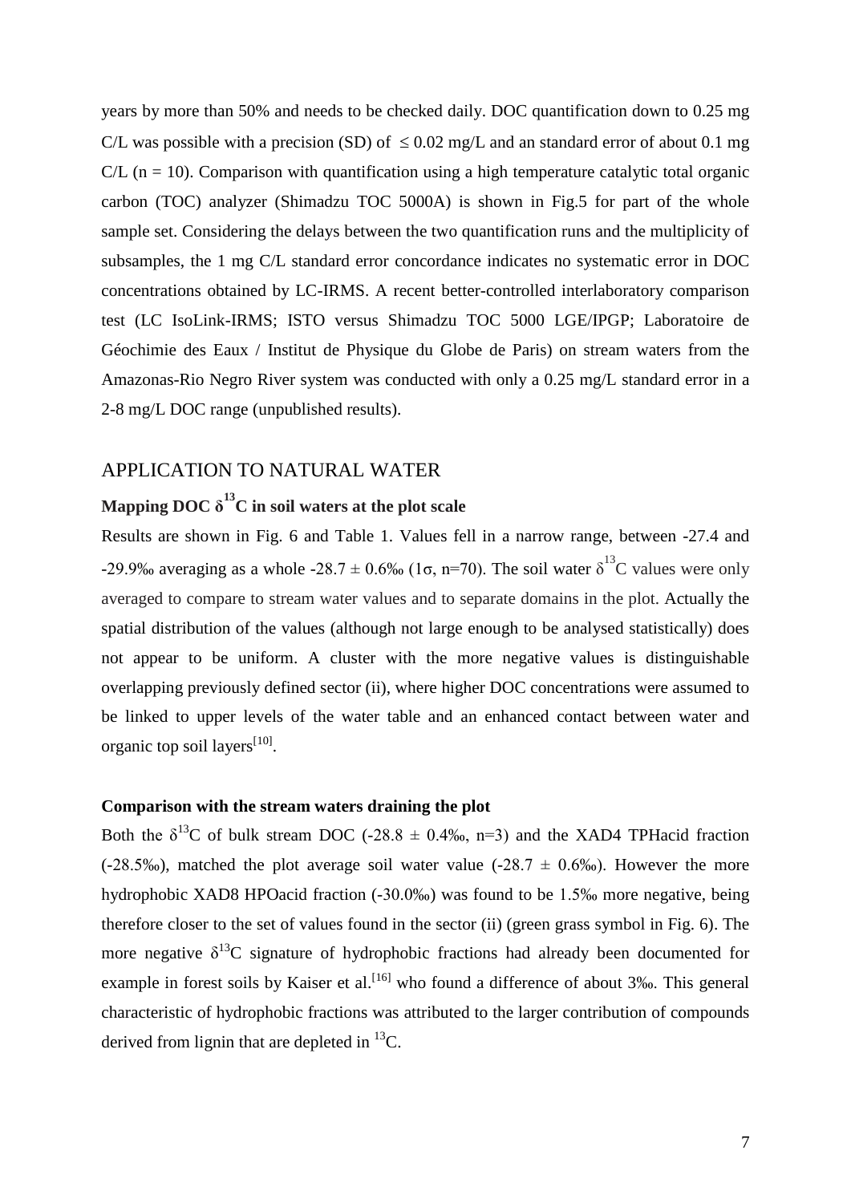years by more than 50% and needs to be checked daily. DOC quantification down to 0.25 mg C/L was possible with a precision (SD) of $\leq 0.02$ mg/L and an standard error of about 0.1 mg C/L (n = 10). Comparison with quantification using a high temperature catalytic total organic carbon (TOC) analyzer (Shimadzu TOC 5000A) is shown in Fig.5 for part of the whole sample set. Considering the delays between the two quantification runs and the multiplicity of subsamples, the 1 mg C/L standard error concordance indicates no systematic error in DOC concentrations obtained by LC-IRMS. A recent better-controlled interlaboratory comparison test (LC IsoLink-IRMS; ISTO versus Shimadzu TOC 5000 LGE/IPGP; Laboratoire de Géochimie des Eaux / Institut de Physique du Globe de Paris) on stream waters from the Amazonas-Rio Negro River system was conducted with only a 0.25 mg/L standard error in a 2-8 mg/L DOC range (unpublished results).

## APPLICATION TO NATURAL WATER

### Mapping DOC $\delta^{13}$C in soil waters at the plot scale

Results are shown in Fig. 6 and Table 1. Values fell in a narrow range, between -27.4 and -29.9‰ averaging as a whole -28.7 ± 0.6‰ (1σ, n=70). The soil water $\delta^{13}$C values were only averaged to compare to stream water values and to separate domains in the plot. Actually the spatial distribution of the values (although not large enough to be analysed statistically) does not appear to be uniform. A cluster with the more negative values is distinguishable overlapping previously defined sector (ii), where higher DOC concentrations were assumed to be linked to upper levels of the water table and an enhanced contact between water and organic top soil layers[10].

### Comparison with the stream waters draining the plot

Both the $\delta^{13}$C of bulk stream DOC (-28.8 ± 0.4‰, n=3) and the XAD4 TPHacid fraction (-28.5‰), matched the plot average soil water value (-28.7 ± 0.6‰). However the more hydrophobic XAD8 HPOacid fraction (-30.0‰) was found to be 1.5‰ more negative, being therefore closer to the set of values found in the sector (ii) (green grass symbol in Fig. 6). The more negative $\delta^{13}$C signature of hydrophobic fractions had already been documented for example in forest soils by Kaiser et al.[16] who found a difference of about 3‰. This general characteristic of hydrophobic fractions was attributed to the larger contribution of compounds derived from lignin that are depleted in $^{13}$C.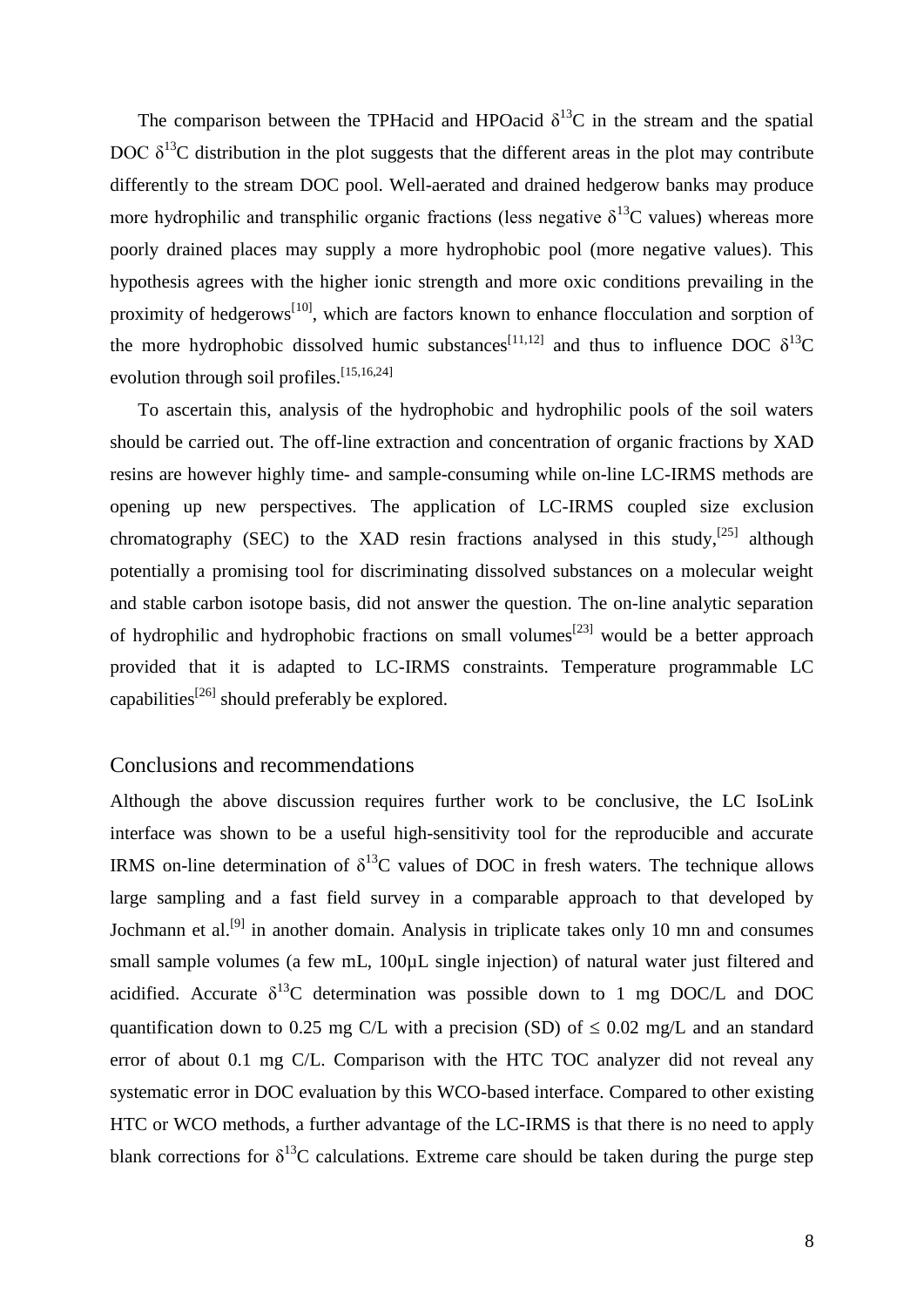The comparison between the TPHacid and HPOacid $\delta^{13}C$ in the stream and the spatial DOC $\delta^{13}C$ distribution in the plot suggests that the different areas in the plot may contribute differently to the stream DOC pool. Well-aerated and drained hedgerow banks may produce more hydrophilic and transphilic organic fractions (less negative $\delta^{13}C$ values) whereas more poorly drained places may supply a more hydrophobic pool (more negative values). This hypothesis agrees with the higher ionic strength and more oxic conditions prevailing in the proximity of hedgerows[10], which are factors known to enhance flocculation and sorption of the more hydrophobic dissolved humic substances[11,12] and thus to influence DOC $\delta^{13}C$ evolution through soil profiles.[15,16,24]

To ascertain this, analysis of the hydrophobic and hydrophilic pools of the soil waters should be carried out. The off-line extraction and concentration of organic fractions by XAD resins are however highly time- and sample-consuming while on-line LC-IRMS methods are opening up new perspectives. The application of LC-IRMS coupled size exclusion chromatography (SEC) to the XAD resin fractions analysed in this study,[25] although potentially a promising tool for discriminating dissolved substances on a molecular weight and stable carbon isotope basis, did not answer the question. The on-line analytic separation of hydrophilic and hydrophobic fractions on small volumes[23] would be a better approach provided that it is adapted to LC-IRMS constraints. Temperature programmable LC capabilities[26] should preferably be explored.

## Conclusions and recommendations

Although the above discussion requires further work to be conclusive, the LC IsoLink interface was shown to be a useful high-sensitivity tool for the reproducible and accurate IRMS on-line determination of $\delta^{13}C$ values of DOC in fresh waters. The technique allows large sampling and a fast field survey in a comparable approach to that developed by Jochmann et al.[9] in another domain. Analysis in triplicate takes only 10 mn and consumes small sample volumes (a few mL, 100µL single injection) of natural water just filtered and acidified. Accurate $\delta^{13}C$ determination was possible down to 1 mg DOC/L and DOC quantification down to 0.25 mg C/L with a precision (SD) of $\leq$ 0.02 mg/L and an standard error of about 0.1 mg C/L. Comparison with the HTC TOC analyzer did not reveal any systematic error in DOC evaluation by this WCO-based interface. Compared to other existing HTC or WCO methods, a further advantage of the LC-IRMS is that there is no need to apply blank corrections for $\delta^{13}C$ calculations. Extreme care should be taken during the purge step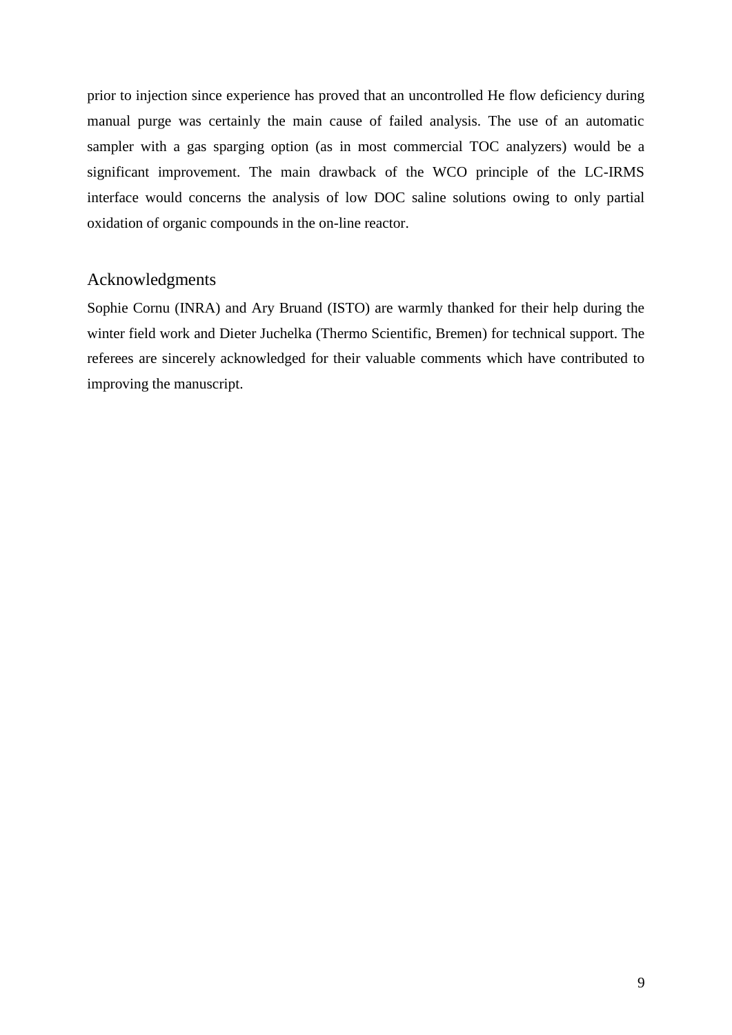prior to injection since experience has proved that an uncontrolled He flow deficiency during manual purge was certainly the main cause of failed analysis. The use of an automatic sampler with a gas sparging option (as in most commercial TOC analyzers) would be a significant improvement. The main drawback of the WCO principle of the LC-IRMS interface would concerns the analysis of low DOC saline solutions owing to only partial oxidation of organic compounds in the on-line reactor.

## Acknowledgments

Sophie Cornu (INRA) and Ary Bruand (ISTO) are warmly thanked for their help during the winter field work and Dieter Juchelka (Thermo Scientific, Bremen) for technical support. The referees are sincerely acknowledged for their valuable comments which have contributed to improving the manuscript.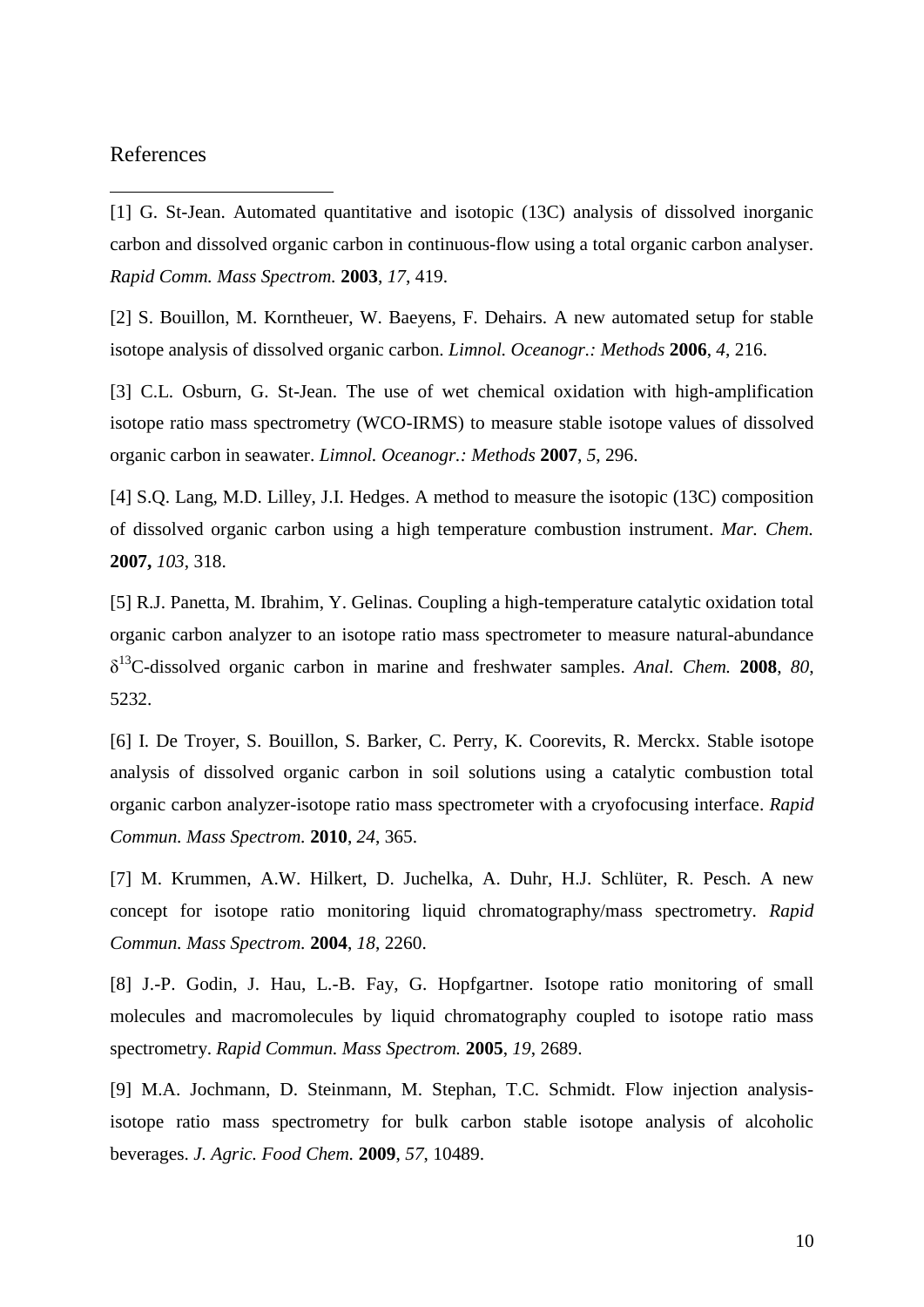## References

[1] G. St-Jean. Automated quantitative and isotopic (13C) analysis of dissolved inorganic carbon and dissolved organic carbon in continuous-flow using a total organic carbon analyser. *Rapid Comm. Mass Spectrom.* **2003**, *17*, 419.

[2] S. Bouillon, M. Korntheuer, W. Baeyens, F. Dehairs. A new automated setup for stable isotope analysis of dissolved organic carbon. *Limnol. Oceanogr.: Methods* **2006**, *4*, 216.

[3] C.L. Osburn, G. St-Jean. The use of wet chemical oxidation with high-amplification isotope ratio mass spectrometry (WCO-IRMS) to measure stable isotope values of dissolved organic carbon in seawater. *Limnol. Oceanogr.: Methods* **2007**, *5*, 296.

[4] S.Q. Lang, M.D. Lilley, J.I. Hedges. A method to measure the isotopic (13C) composition of dissolved organic carbon using a high temperature combustion instrument. *Mar. Chem.* **2007,** *103*, 318.

[5] R.J. Panetta, M. Ibrahim, Y. Gelinas. Coupling a high-temperature catalytic oxidation total organic carbon analyzer to an isotope ratio mass spectrometer to measure natural-abundance $\delta^{13}$C-dissolved organic carbon in marine and freshwater samples. *Anal. Chem.* **2008**, *80*, 5232.

[6] I. De Troyer, S. Bouillon, S. Barker, C. Perry, K. Coorevits, R. Merckx. Stable isotope analysis of dissolved organic carbon in soil solutions using a catalytic combustion total organic carbon analyzer-isotope ratio mass spectrometer with a cryofocusing interface. *Rapid Commun. Mass Spectrom.* **2010**, *24*, 365.

[7] M. Krummen, A.W. Hilkert, D. Juchelka, A. Duhr, H.J. Schlüter, R. Pesch. A new concept for isotope ratio monitoring liquid chromatography/mass spectrometry. *Rapid Commun. Mass Spectrom.* **2004**, *18*, 2260.

[8] J.-P. Godin, J. Hau, L.-B. Fay, G. Hopfgartner. Isotope ratio monitoring of small molecules and macromolecules by liquid chromatography coupled to isotope ratio mass spectrometry. *Rapid Commun. Mass Spectrom.* **2005**, *19*, 2689.

[9] M.A. Jochmann, D. Steinmann, M. Stephan, T.C. Schmidt. Flow injection analysis-isotope ratio mass spectrometry for bulk carbon stable isotope analysis of alcoholic beverages. *J. Agric. Food Chem.* **2009**, *57*, 10489.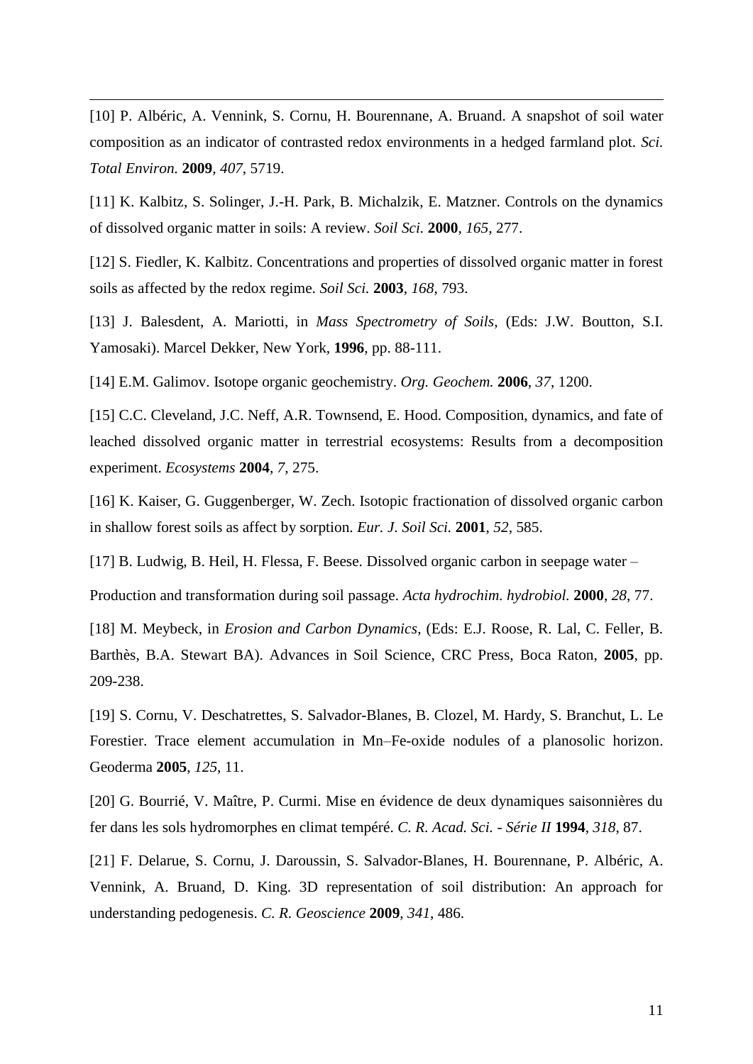[10] P. Albéric, A. Vennink, S. Cornu, H. Bourennane, A. Bruand. A snapshot of soil water composition as an indicator of contrasted redox environments in a hedged farmland plot. *Sci. Total Environ.* **2009**, *407*, 5719.

[11] K. Kalbitz, S. Solinger, J.-H. Park, B. Michalzik, E. Matzner. Controls on the dynamics of dissolved organic matter in soils: A review. *Soil Sci.* **2000**, *165*, 277.

[12] S. Fiedler, K. Kalbitz. Concentrations and properties of dissolved organic matter in forest soils as affected by the redox regime. *Soil Sci.* **2003**, *168*, 793.

[13] J. Balesdent, A. Mariotti, in *Mass Spectrometry of Soils*, (Eds: J.W. Boutton, S.I. Yamosaki). Marcel Dekker, New York, **1996**, pp. 88-111.

[14] E.M. Galimov. Isotope organic geochemistry. *Org. Geochem.* **2006**, *37*, 1200.

[15] C.C. Cleveland, J.C. Neff, A.R. Townsend, E. Hood. Composition, dynamics, and fate of leached dissolved organic matter in terrestrial ecosystems: Results from a decomposition experiment. *Ecosystems* **2004**, *7*, 275.

[16] K. Kaiser, G. Guggenberger, W. Zech. Isotopic fractionation of dissolved organic carbon in shallow forest soils as affect by sorption. *Eur. J. Soil Sci.* **2001**, *52*, 585.

[17] B. Ludwig, B. Heil, H. Flessa, F. Beese. Dissolved organic carbon in seepage water – Production and transformation during soil passage. *Acta hydrochim. hydrobiol.* **2000**, *28*, 77.

[18] M. Meybeck, in *Erosion and Carbon Dynamics*, (Eds: E.J. Roose, R. Lal, C. Feller, B. Barthès, B.A. Stewart BA). Advances in Soil Science, CRC Press, Boca Raton, **2005**, pp. 209-238.

[19] S. Cornu, V. Deschatrettes, S. Salvador-Blanes, B. Clozel, M. Hardy, S. Branchut, L. Le Forestier. Trace element accumulation in Mn–Fe-oxide nodules of a planosolic horizon. Geoderma **2005**, *125*, 11.

[20] G. Bourrié, V. Maître, P. Curmi. Mise en évidence de deux dynamiques saisonnières du fer dans les sols hydromorphes en climat tempéré. *C. R. Acad. Sci. - Série II* **1994**, *318*, 87.

[21] F. Delarue, S. Cornu, J. Daroussin, S. Salvador-Blanes, H. Bourennane, P. Albéric, A. Vennink, A. Bruand, D. King. 3D representation of soil distribution: An approach for understanding pedogenesis. *C. R. Geoscience* **2009**, *341*, 486.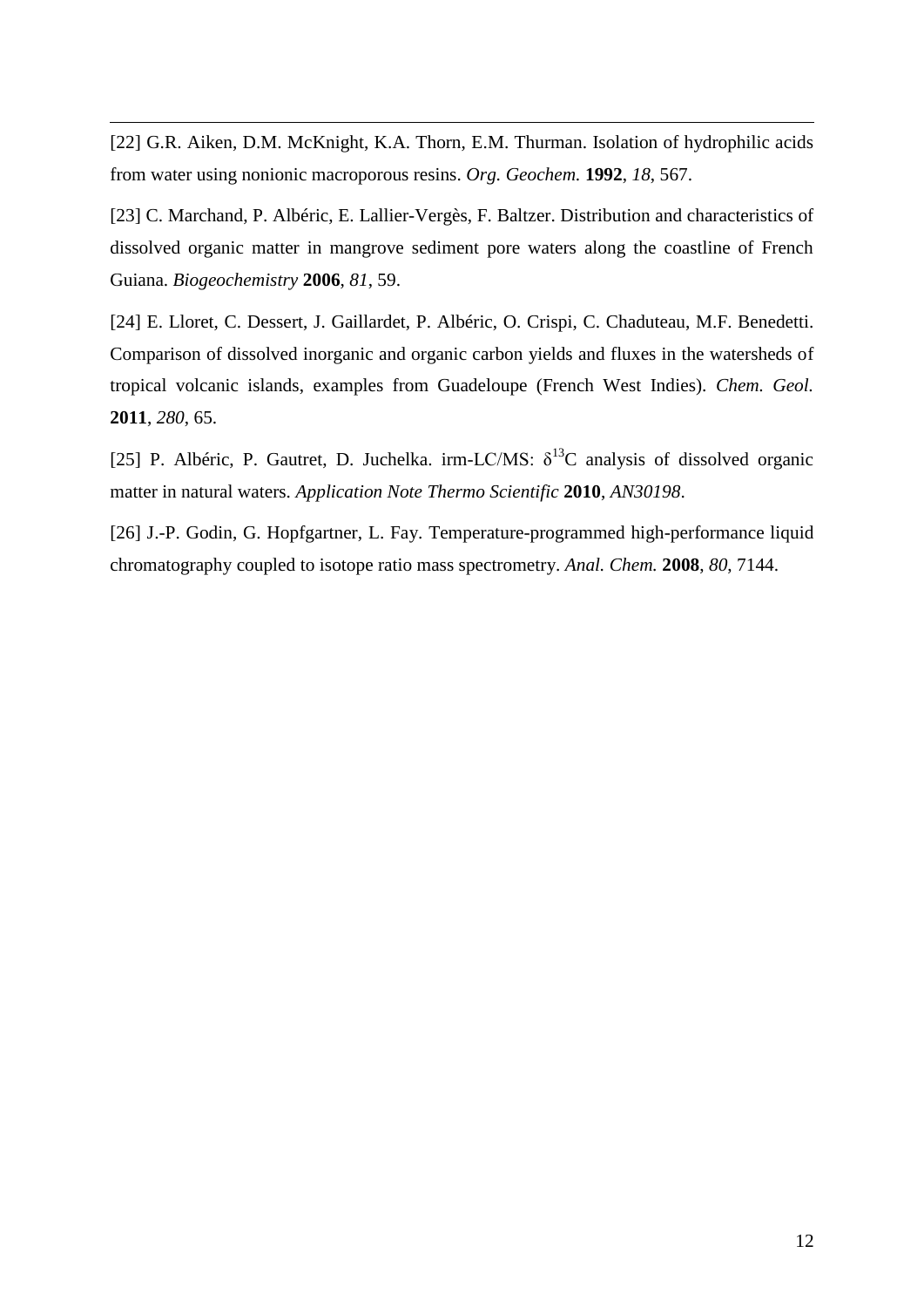[22] G.R. Aiken, D.M. McKnight, K.A. Thorn, E.M. Thurman. Isolation of hydrophilic acids from water using nonionic macroporous resins. *Org. Geochem.* **1992**, *18*, 567.

[23] C. Marchand, P. Albéric, E. Lallier-Vergès, F. Baltzer. Distribution and characteristics of dissolved organic matter in mangrove sediment pore waters along the coastline of French Guiana. *Biogeochemistry* **2006**, *81*, 59.

[24] E. Lloret, C. Dessert, J. Gaillardet, P. Albéric, O. Crispi, C. Chaduteau, M.F. Benedetti. Comparison of dissolved inorganic and organic carbon yields and fluxes in the watersheds of tropical volcanic islands, examples from Guadeloupe (French West Indies). *Chem. Geol.* **2011**, *280*, 65.

[25] P. Albéric, P. Gautret, D. Juchelka. irm-LC/MS: $\delta^{13}C$ analysis of dissolved organic matter in natural waters. *Application Note Thermo Scientific* **2010**, *AN30198*.

[26] J.-P. Godin, G. Hopfgartner, L. Fay. Temperature-programmed high-performance liquid chromatography coupled to isotope ratio mass spectrometry. *Anal. Chem.* **2008**, *80*, 7144.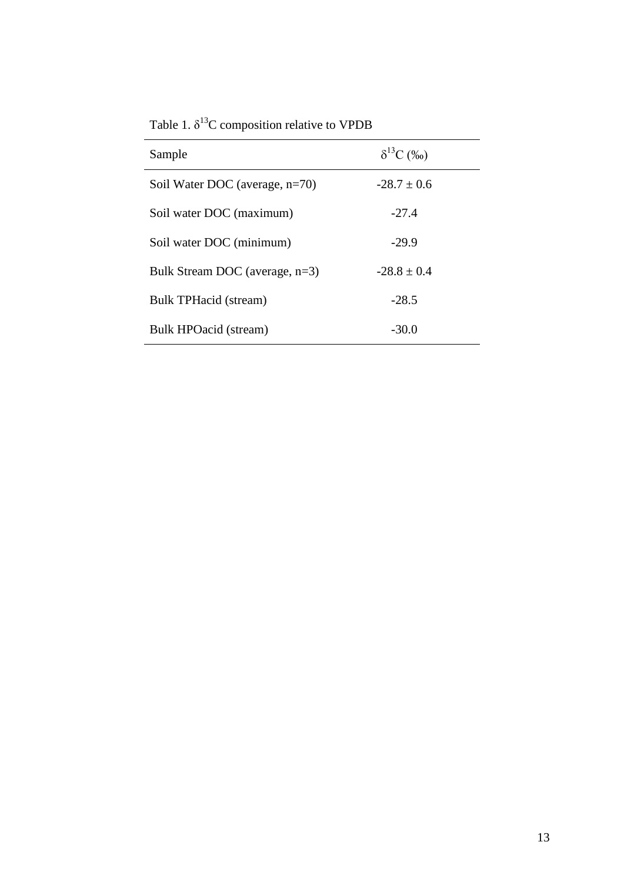Table 1. $\delta^{13}C$ composition relative to VPDB

| Sample | $\delta^{13}C$ (‰) |
| --- | --- |
| Soil Water DOC (average, n=70) | $-28.7 \pm 0.6$ |
| Soil water DOC (maximum) | -27.4 |
| Soil water DOC (minimum) | -29.9 |
| Bulk Stream DOC (average, n=3) | $-28.8 \pm 0.4$ |
| Bulk TPHacid (stream) | -28.5 |
| Bulk HPOacid (stream) | -30.0 |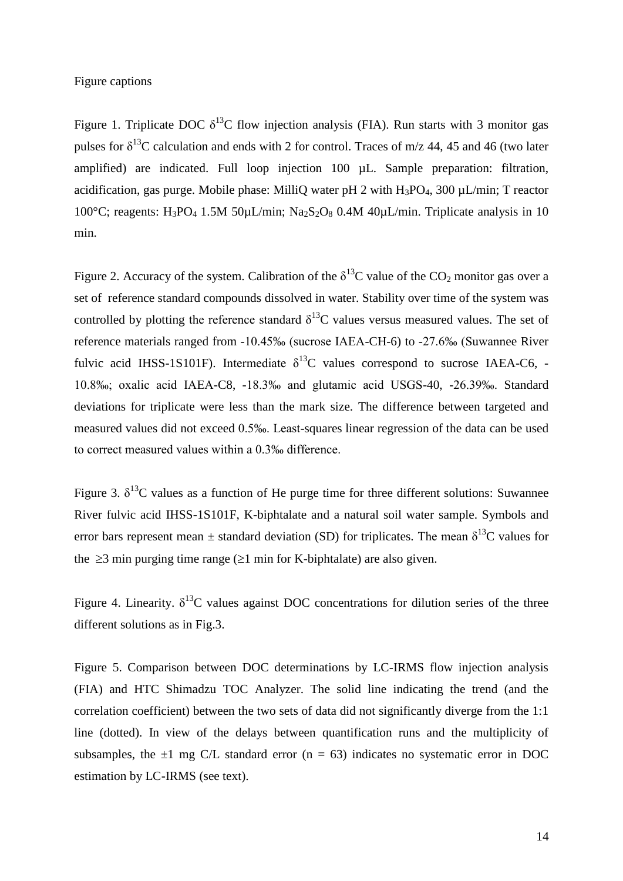Figure captions

Figure 1. Triplicate DOC $\delta^{13}C$ flow injection analysis (FIA). Run starts with 3 monitor gas pulses for $\delta^{13}C$ calculation and ends with 2 for control. Traces of m/z 44, 45 and 46 (two later amplified) are indicated. Full loop injection 100 µL. Sample preparation: filtration, acidification, gas purge. Mobile phase: MilliQ water pH 2 with $H_3PO_4$, 300 µL/min; T reactor 100°C; reagents: $H_3PO_4$ 1.5M 50µL/min; $Na_2S_2O_8$ 0.4M 40µL/min. Triplicate analysis in 10 min.

Figure 2. Accuracy of the system. Calibration of the $\delta^{13}C$ value of the $CO_2$ monitor gas over a set of reference standard compounds dissolved in water. Stability over time of the system was controlled by plotting the reference standard $\delta^{13}C$ values versus measured values. The set of reference materials ranged from -10.45‰ (sucrose IAEA-CH-6) to -27.6‰ (Suwannee River fulvic acid IHSS-1S101F). Intermediate $\delta^{13}C$ values correspond to sucrose IAEA-C6, -10.8‰; oxalic acid IAEA-C8, -18.3‰ and glutamic acid USGS-40, -26.39‰. Standard deviations for triplicate were less than the mark size. The difference between targeted and measured values did not exceed 0.5‰. Least-squares linear regression of the data can be used to correct measured values within a 0.3‰ difference.

Figure 3. $\delta^{13}C$ values as a function of He purge time for three different solutions: Suwannee River fulvic acid IHSS-1S101F, K-biphtalate and a natural soil water sample. Symbols and error bars represent mean ± standard deviation (SD) for triplicates. The mean $\delta^{13}C$ values for the $\geq$3 min purging time range ($\geq$1 min for K-biphtalate) are also given.

Figure 4. Linearity. $\delta^{13}C$ values against DOC concentrations for dilution series of the three different solutions as in Fig.3.

Figure 5. Comparison between DOC determinations by LC-IRMS flow injection analysis (FIA) and HTC Shimadzu TOC Analyzer. The solid line indicating the trend (and the correlation coefficient) between the two sets of data did not significantly diverge from the 1:1 line (dotted). In view of the delays between quantification runs and the multiplicity of subsamples, the ±1 mg C/L standard error ($n = 63$) indicates no systematic error in DOC estimation by LC-IRMS (see text).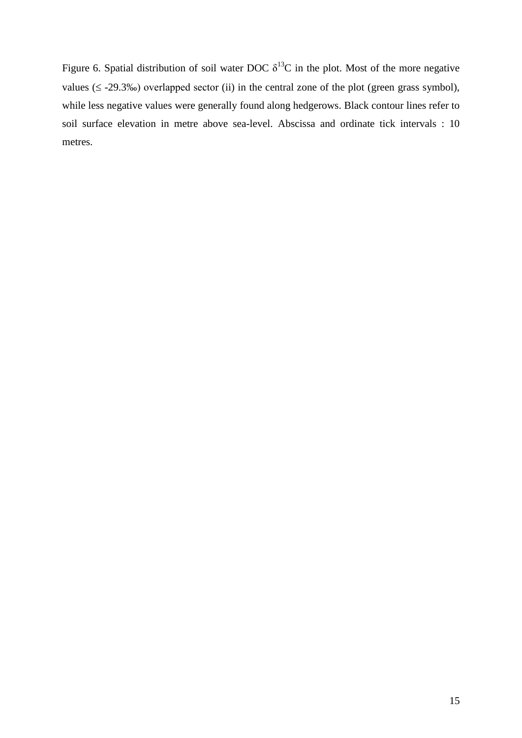Figure 6. Spatial distribution of soil water DOC $\delta^{13}C$ in the plot. Most of the more negative values ($\leq$ -29.3‰) overlapped sector (ii) in the central zone of the plot (green grass symbol), while less negative values were generally found along hedgerows. Black contour lines refer to soil surface elevation in metre above sea-level. Abscissa and ordinate tick intervals : 10 metres.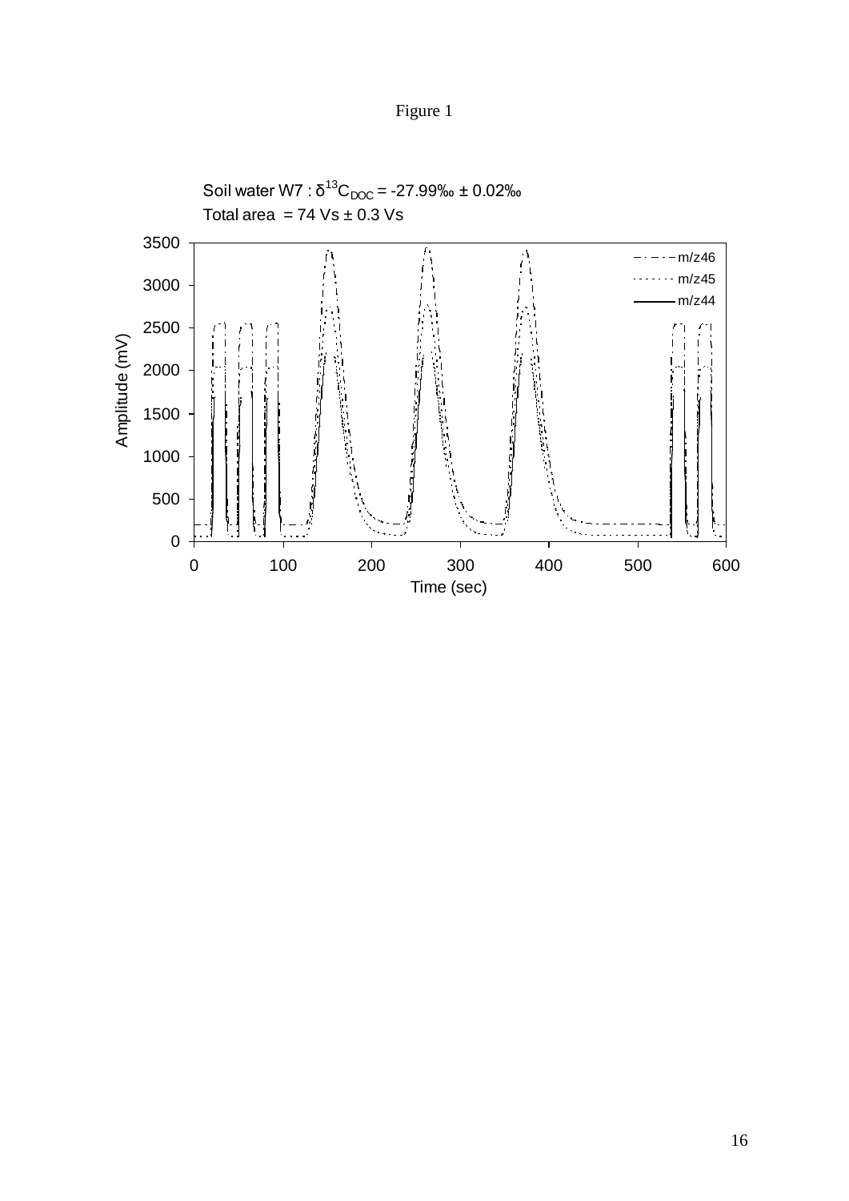Figure 1

Soil water W7 : $\delta^{13}C_{DOC}$ = -27.99‰ ± 0.02‰
Total area = 74 Vs ± 0.3 Vs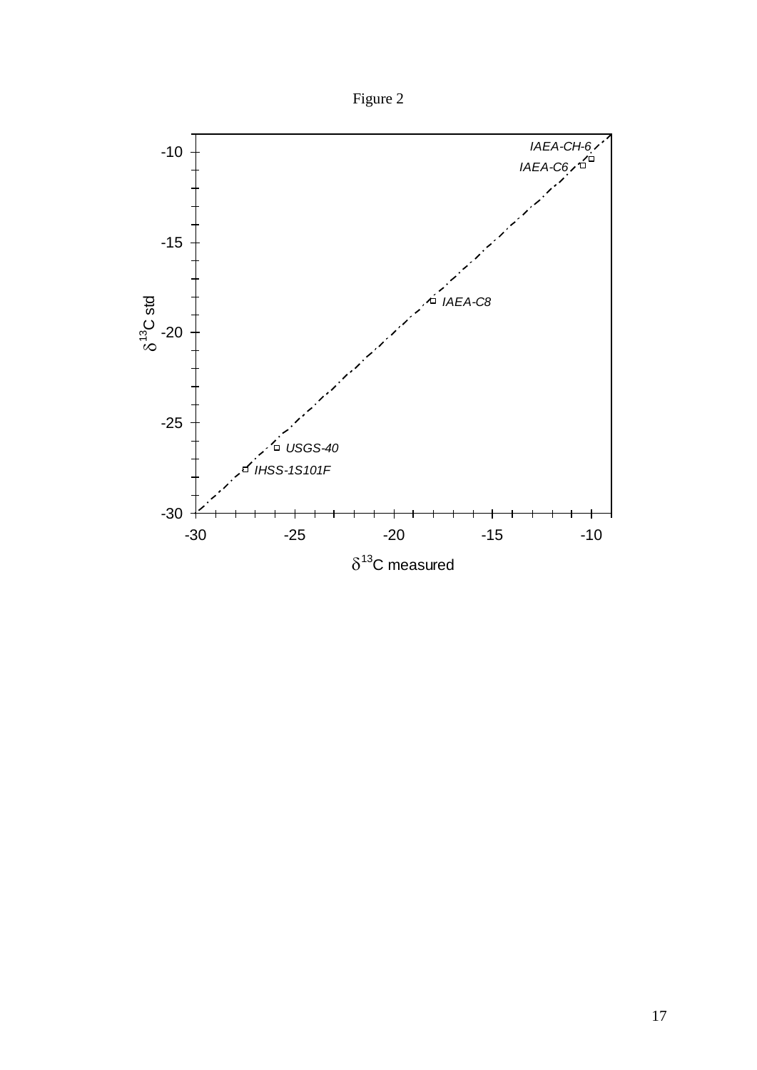Figure 2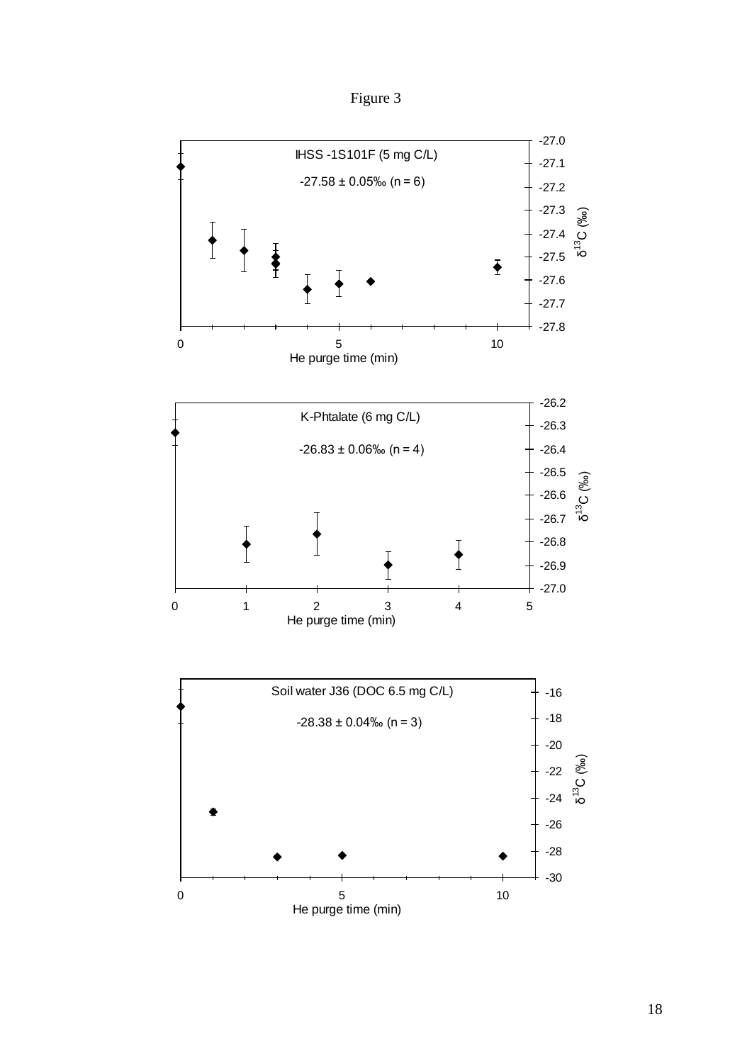Figure 3

IHSS -1S101F (5 mg C/L)

-27.58 ± 0.05‰ (n = 6)

He purge time (min)

$\delta^{13}C$ (‰)

K-Phtalate (6 mg C/L)

-26.83 ± 0.06‰ (n = 4)

He purge time (min)

$\delta^{13}C$ (‰)

Soil water J36 (DOC 6.5 mg C/L)

-28.38 ± 0.04‰ (n = 3)

He purge time (min)

$\delta^{13}C$ (‰)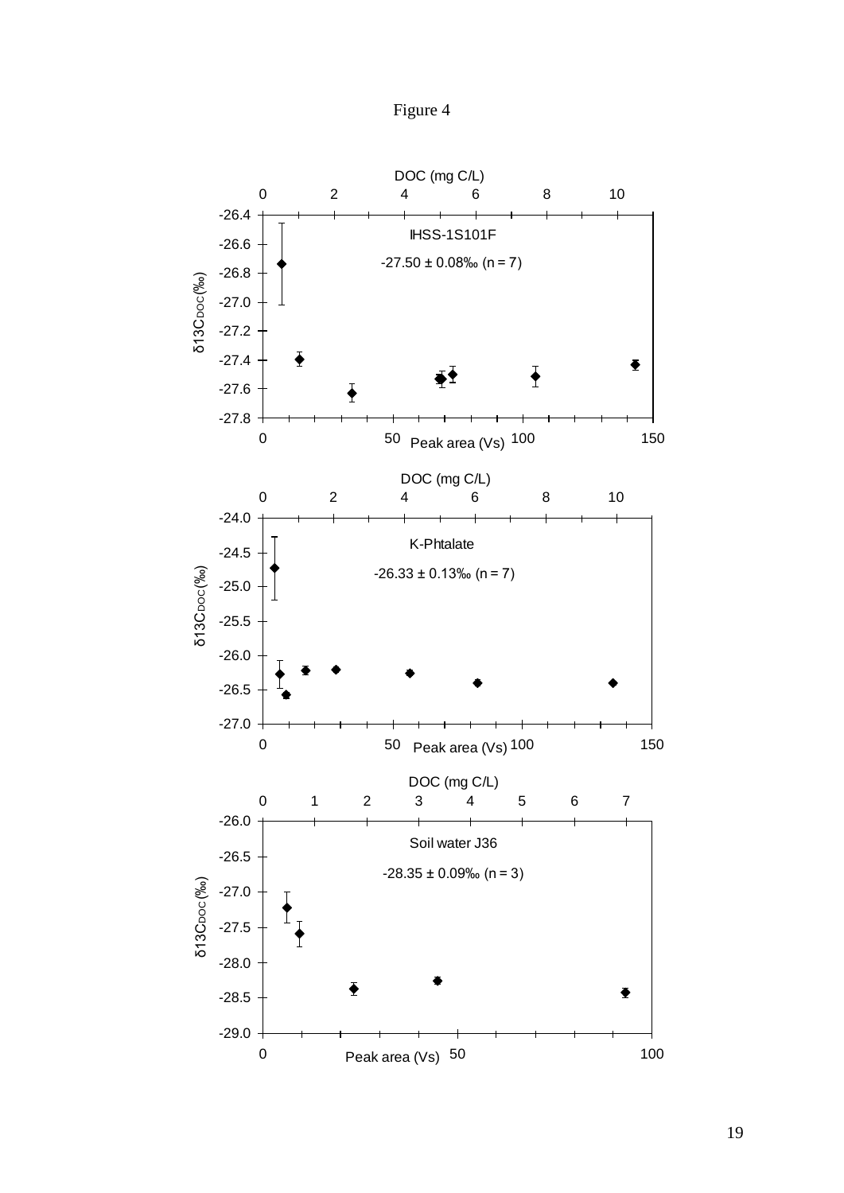Figure 4

DOC (mg C/L)

IHSS-1S101F

-27.50 ± 0.08‰ (n = 7)

$\delta^{13}C_{DOC}$(‰)

Peak area (Vs)

DOC (mg C/L)

K-Phtalate

-26.33 ± 0.13‰ (n = 7)

$\delta^{13}C_{DOC}$(‰)

Peak area (Vs)

DOC (mg C/L)

Soil water J36

-28.35 ± 0.09‰ (n = 3)

$\delta^{13}C_{DOC}$(‰)

Peak area (Vs)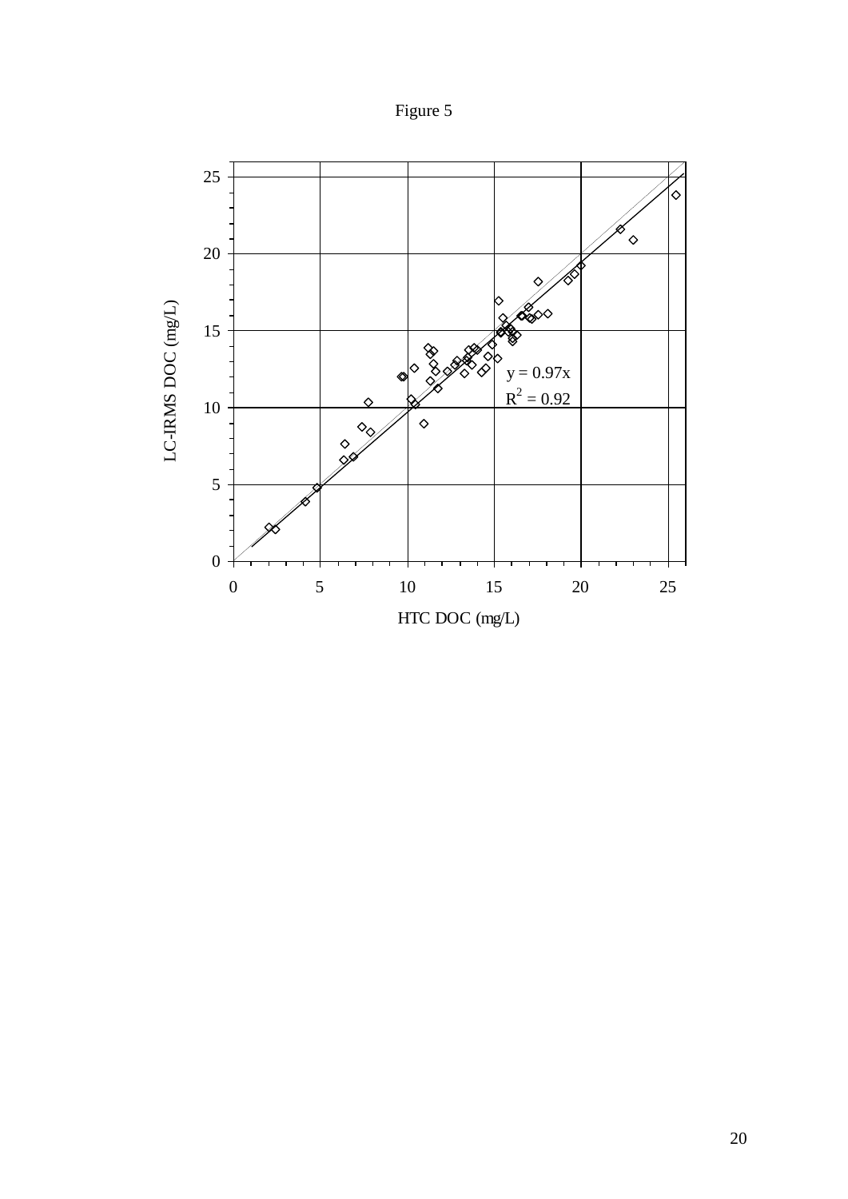Figure 5

LC-IRMS DOC (mg/L)

HTC DOC (mg/L)

0
5
10
15
20
25

0
5
10
15
20
25

y = 0.97x
$R^2$ = 0.92